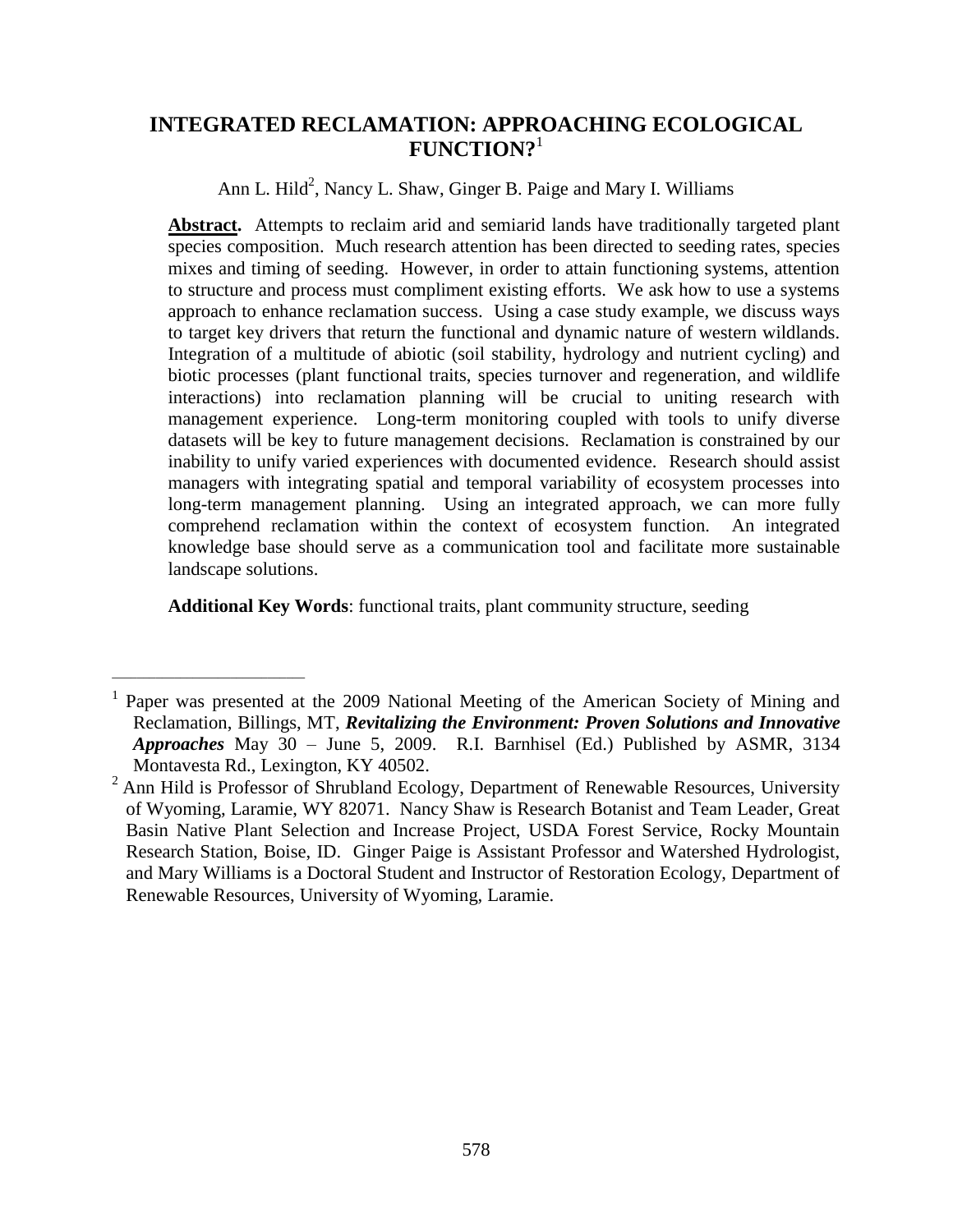# INTEGRATED RECLAMATION: APPROACHING ECOLOGICAL FUNCTION?[1]

Ann L. Hild[2], Nancy L. Shaw, Ginger B. Paige and Mary I. Williams

**Abstract.** Attempts to reclaim arid and semiarid lands have traditionally targeted plant species composition. Much research attention has been directed to seeding rates, species mixes and timing of seeding. However, in order to attain functioning systems, attention to structure and process must compliment existing efforts. We ask how to use a systems approach to enhance reclamation success. Using a case study example, we discuss ways to target key drivers that return the functional and dynamic nature of western wildlands. Integration of a multitude of abiotic (soil stability, hydrology and nutrient cycling) and biotic processes (plant functional traits, species turnover and regeneration, and wildlife interactions) into reclamation planning will be crucial to uniting research with management experience. Long-term monitoring coupled with tools to unify diverse datasets will be key to future management decisions. Reclamation is constrained by our inability to unify varied experiences with documented evidence. Research should assist managers with integrating spatial and temporal variability of ecosystem processes into long-term management planning. Using an integrated approach, we can more fully comprehend reclamation within the context of ecosystem function. An integrated knowledge base should serve as a communication tool and facilitate more sustainable landscape solutions.

**Additional Key Words**: functional traits, plant community structure, seeding

---

[1] Paper was presented at the 2009 National Meeting of the American Society of Mining and Reclamation, Billings, MT, ***Revitalizing the Environment: Proven Solutions and Innovative Approaches*** May 30 – June 5, 2009. R.I. Barnhisel (Ed.) Published by ASMR, 3134 Montavesta Rd., Lexington, KY 40502.

[2] Ann Hild is Professor of Shrubland Ecology, Department of Renewable Resources, University of Wyoming, Laramie, WY 82071. Nancy Shaw is Research Botanist and Team Leader, Great Basin Native Plant Selection and Increase Project, USDA Forest Service, Rocky Mountain Research Station, Boise, ID. Ginger Paige is Assistant Professor and Watershed Hydrologist, and Mary Williams is a Doctoral Student and Instructor of Restoration Ecology, Department of Renewable Resources, University of Wyoming, Laramie.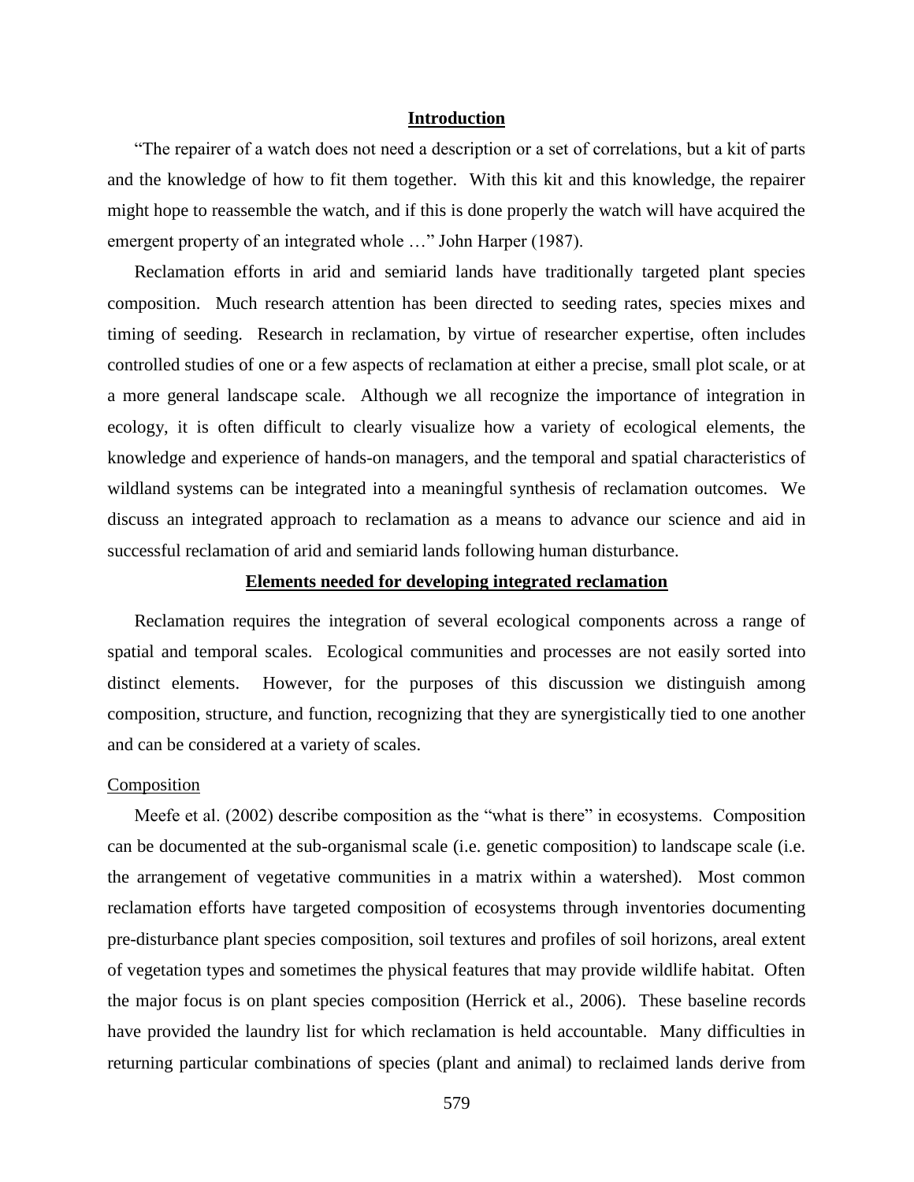## Introduction

"The repairer of a watch does not need a description or a set of correlations, but a kit of parts and the knowledge of how to fit them together. With this kit and this knowledge, the repairer might hope to reassemble the watch, and if this is done properly the watch will have acquired the emergent property of an integrated whole …" John Harper (1987).

Reclamation efforts in arid and semiarid lands have traditionally targeted plant species composition. Much research attention has been directed to seeding rates, species mixes and timing of seeding. Research in reclamation, by virtue of researcher expertise, often includes controlled studies of one or a few aspects of reclamation at either a precise, small plot scale, or at a more general landscape scale. Although we all recognize the importance of integration in ecology, it is often difficult to clearly visualize how a variety of ecological elements, the knowledge and experience of hands-on managers, and the temporal and spatial characteristics of wildland systems can be integrated into a meaningful synthesis of reclamation outcomes. We discuss an integrated approach to reclamation as a means to advance our science and aid in successful reclamation of arid and semiarid lands following human disturbance.

## Elements needed for developing integrated reclamation

Reclamation requires the integration of several ecological components across a range of spatial and temporal scales. Ecological communities and processes are not easily sorted into distinct elements. However, for the purposes of this discussion we distinguish among composition, structure, and function, recognizing that they are synergistically tied to one another and can be considered at a variety of scales.

### Composition

Meefe et al. (2002) describe composition as the "what is there" in ecosystems. Composition can be documented at the sub-organismal scale (i.e. genetic composition) to landscape scale (i.e. the arrangement of vegetative communities in a matrix within a watershed). Most common reclamation efforts have targeted composition of ecosystems through inventories documenting pre-disturbance plant species composition, soil textures and profiles of soil horizons, areal extent of vegetation types and sometimes the physical features that may provide wildlife habitat. Often the major focus is on plant species composition (Herrick et al., 2006). These baseline records have provided the laundry list for which reclamation is held accountable. Many difficulties in returning particular combinations of species (plant and animal) to reclaimed lands derive from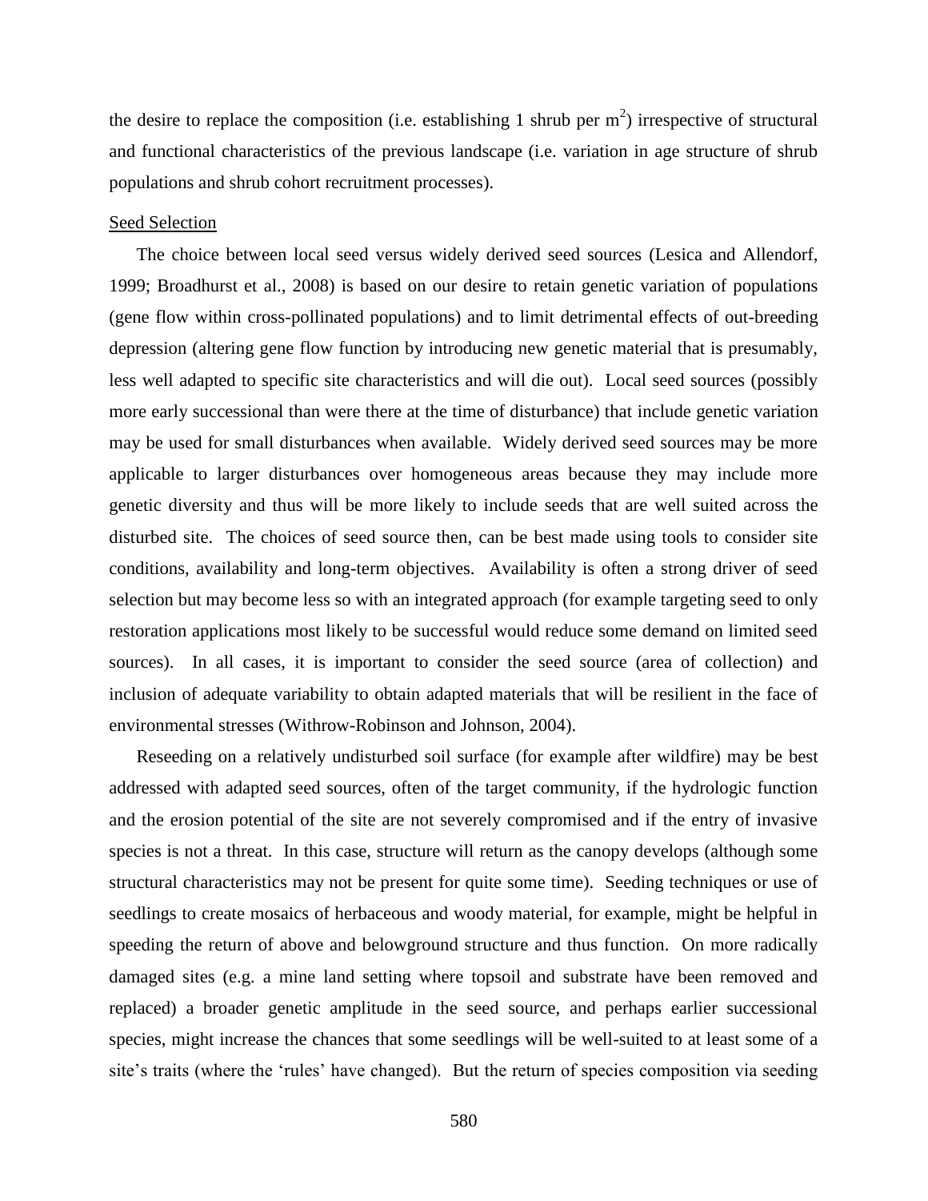the desire to replace the composition (i.e. establishing 1 shrub per $m^2$) irrespective of structural and functional characteristics of the previous landscape (i.e. variation in age structure of shrub populations and shrub cohort recruitment processes).

<u>Seed Selection</u>

The choice between local seed versus widely derived seed sources (Lesica and Allendorf, 1999; Broadhurst et al., 2008) is based on our desire to retain genetic variation of populations (gene flow within cross-pollinated populations) and to limit detrimental effects of out-breeding depression (altering gene flow function by introducing new genetic material that is presumably, less well adapted to specific site characteristics and will die out). Local seed sources (possibly more early successional than were there at the time of disturbance) that include genetic variation may be used for small disturbances when available. Widely derived seed sources may be more applicable to larger disturbances over homogeneous areas because they may include more genetic diversity and thus will be more likely to include seeds that are well suited across the disturbed site. The choices of seed source then, can be best made using tools to consider site conditions, availability and long-term objectives. Availability is often a strong driver of seed selection but may become less so with an integrated approach (for example targeting seed to only restoration applications most likely to be successful would reduce some demand on limited seed sources). In all cases, it is important to consider the seed source (area of collection) and inclusion of adequate variability to obtain adapted materials that will be resilient in the face of environmental stresses (Withrow-Robinson and Johnson, 2004).

Reseeding on a relatively undisturbed soil surface (for example after wildfire) may be best addressed with adapted seed sources, often of the target community, if the hydrologic function and the erosion potential of the site are not severely compromised and if the entry of invasive species is not a threat. In this case, structure will return as the canopy develops (although some structural characteristics may not be present for quite some time). Seeding techniques or use of seedlings to create mosaics of herbaceous and woody material, for example, might be helpful in speeding the return of above and belowground structure and thus function. On more radically damaged sites (e.g. a mine land setting where topsoil and substrate have been removed and replaced) a broader genetic amplitude in the seed source, and perhaps earlier successional species, might increase the chances that some seedlings will be well-suited to at least some of a site's traits (where the 'rules' have changed). But the return of species composition via seeding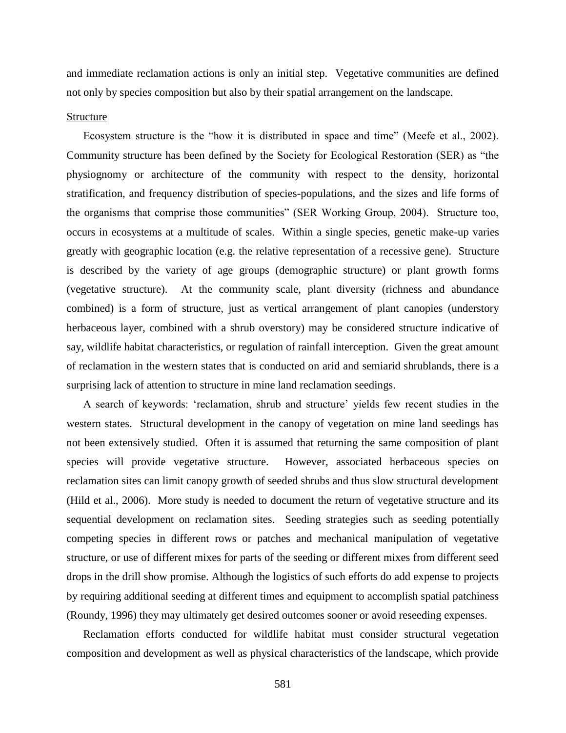and immediate reclamation actions is only an initial step. Vegetative communities are defined not only by species composition but also by their spatial arrangement on the landscape.

## Structure

Ecosystem structure is the "how it is distributed in space and time" (Meefe et al., 2002). Community structure has been defined by the Society for Ecological Restoration (SER) as "the physiognomy or architecture of the community with respect to the density, horizontal stratification, and frequency distribution of species-populations, and the sizes and life forms of the organisms that comprise those communities" (SER Working Group, 2004). Structure too, occurs in ecosystems at a multitude of scales. Within a single species, genetic make-up varies greatly with geographic location (e.g. the relative representation of a recessive gene). Structure is described by the variety of age groups (demographic structure) or plant growth forms (vegetative structure). At the community scale, plant diversity (richness and abundance combined) is a form of structure, just as vertical arrangement of plant canopies (understory herbaceous layer, combined with a shrub overstory) may be considered structure indicative of say, wildlife habitat characteristics, or regulation of rainfall interception. Given the great amount of reclamation in the western states that is conducted on arid and semiarid shrublands, there is a surprising lack of attention to structure in mine land reclamation seedings.

A search of keywords: 'reclamation, shrub and structure' yields few recent studies in the western states. Structural development in the canopy of vegetation on mine land seedings has not been extensively studied. Often it is assumed that returning the same composition of plant species will provide vegetative structure. However, associated herbaceous species on reclamation sites can limit canopy growth of seeded shrubs and thus slow structural development (Hild et al., 2006). More study is needed to document the return of vegetative structure and its sequential development on reclamation sites. Seeding strategies such as seeding potentially competing species in different rows or patches and mechanical manipulation of vegetative structure, or use of different mixes for parts of the seeding or different mixes from different seed drops in the drill show promise. Although the logistics of such efforts do add expense to projects by requiring additional seeding at different times and equipment to accomplish spatial patchiness (Roundy, 1996) they may ultimately get desired outcomes sooner or avoid reseeding expenses.

Reclamation efforts conducted for wildlife habitat must consider structural vegetation composition and development as well as physical characteristics of the landscape, which provide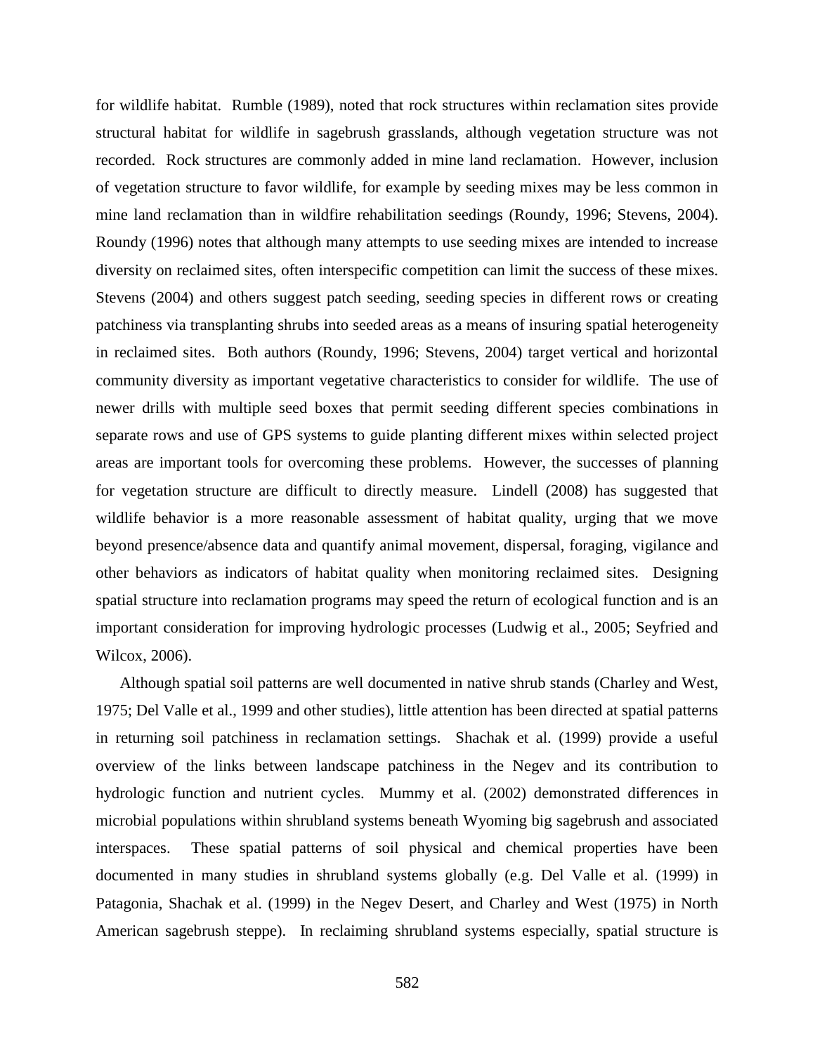for wildlife habitat. Rumble (1989), noted that rock structures within reclamation sites provide structural habitat for wildlife in sagebrush grasslands, although vegetation structure was not recorded. Rock structures are commonly added in mine land reclamation. However, inclusion of vegetation structure to favor wildlife, for example by seeding mixes may be less common in mine land reclamation than in wildfire rehabilitation seedings (Roundy, 1996; Stevens, 2004). Roundy (1996) notes that although many attempts to use seeding mixes are intended to increase diversity on reclaimed sites, often interspecific competition can limit the success of these mixes. Stevens (2004) and others suggest patch seeding, seeding species in different rows or creating patchiness via transplanting shrubs into seeded areas as a means of insuring spatial heterogeneity in reclaimed sites. Both authors (Roundy, 1996; Stevens, 2004) target vertical and horizontal community diversity as important vegetative characteristics to consider for wildlife. The use of newer drills with multiple seed boxes that permit seeding different species combinations in separate rows and use of GPS systems to guide planting different mixes within selected project areas are important tools for overcoming these problems. However, the successes of planning for vegetation structure are difficult to directly measure. Lindell (2008) has suggested that wildlife behavior is a more reasonable assessment of habitat quality, urging that we move beyond presence/absence data and quantify animal movement, dispersal, foraging, vigilance and other behaviors as indicators of habitat quality when monitoring reclaimed sites. Designing spatial structure into reclamation programs may speed the return of ecological function and is an important consideration for improving hydrologic processes (Ludwig et al., 2005; Seyfried and Wilcox, 2006).

Although spatial soil patterns are well documented in native shrub stands (Charley and West, 1975; Del Valle et al., 1999 and other studies), little attention has been directed at spatial patterns in returning soil patchiness in reclamation settings. Shachak et al. (1999) provide a useful overview of the links between landscape patchiness in the Negev and its contribution to hydrologic function and nutrient cycles. Mummy et al. (2002) demonstrated differences in microbial populations within shrubland systems beneath Wyoming big sagebrush and associated interspaces. These spatial patterns of soil physical and chemical properties have been documented in many studies in shrubland systems globally (e.g. Del Valle et al. (1999) in Patagonia, Shachak et al. (1999) in the Negev Desert, and Charley and West (1975) in North American sagebrush steppe). In reclaiming shrubland systems especially, spatial structure is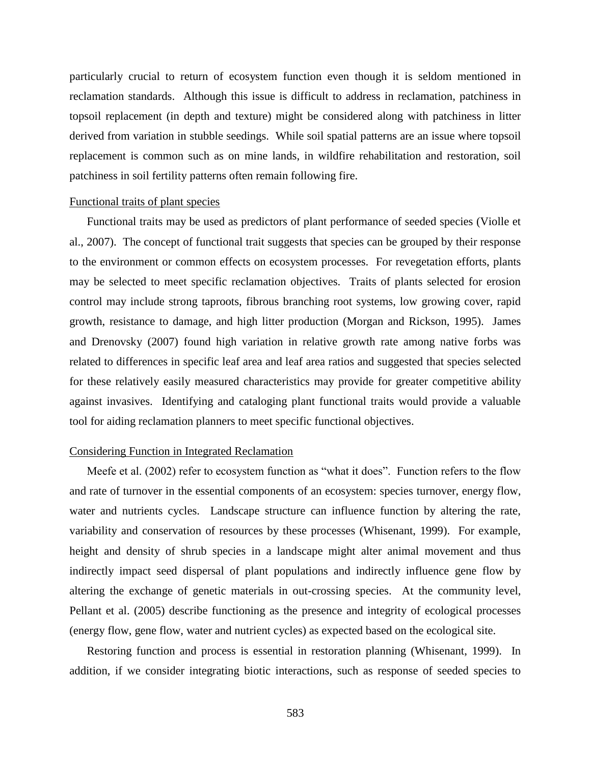particularly crucial to return of ecosystem function even though it is seldom mentioned in reclamation standards. Although this issue is difficult to address in reclamation, patchiness in topsoil replacement (in depth and texture) might be considered along with patchiness in litter derived from variation in stubble seedings. While soil spatial patterns are an issue where topsoil replacement is common such as on mine lands, in wildfire rehabilitation and restoration, soil patchiness in soil fertility patterns often remain following fire.

### Functional traits of plant species

Functional traits may be used as predictors of plant performance of seeded species (Violle et al., 2007). The concept of functional trait suggests that species can be grouped by their response to the environment or common effects on ecosystem processes. For revegetation efforts, plants may be selected to meet specific reclamation objectives. Traits of plants selected for erosion control may include strong taproots, fibrous branching root systems, low growing cover, rapid growth, resistance to damage, and high litter production (Morgan and Rickson, 1995). James and Drenovsky (2007) found high variation in relative growth rate among native forbs was related to differences in specific leaf area and leaf area ratios and suggested that species selected for these relatively easily measured characteristics may provide for greater competitive ability against invasives. Identifying and cataloging plant functional traits would provide a valuable tool for aiding reclamation planners to meet specific functional objectives.

### Considering Function in Integrated Reclamation

Meefe et al. (2002) refer to ecosystem function as "what it does". Function refers to the flow and rate of turnover in the essential components of an ecosystem: species turnover, energy flow, water and nutrients cycles. Landscape structure can influence function by altering the rate, variability and conservation of resources by these processes (Whisenant, 1999). For example, height and density of shrub species in a landscape might alter animal movement and thus indirectly impact seed dispersal of plant populations and indirectly influence gene flow by altering the exchange of genetic materials in out-crossing species. At the community level, Pellant et al. (2005) describe functioning as the presence and integrity of ecological processes (energy flow, gene flow, water and nutrient cycles) as expected based on the ecological site.

Restoring function and process is essential in restoration planning (Whisenant, 1999). In addition, if we consider integrating biotic interactions, such as response of seeded species to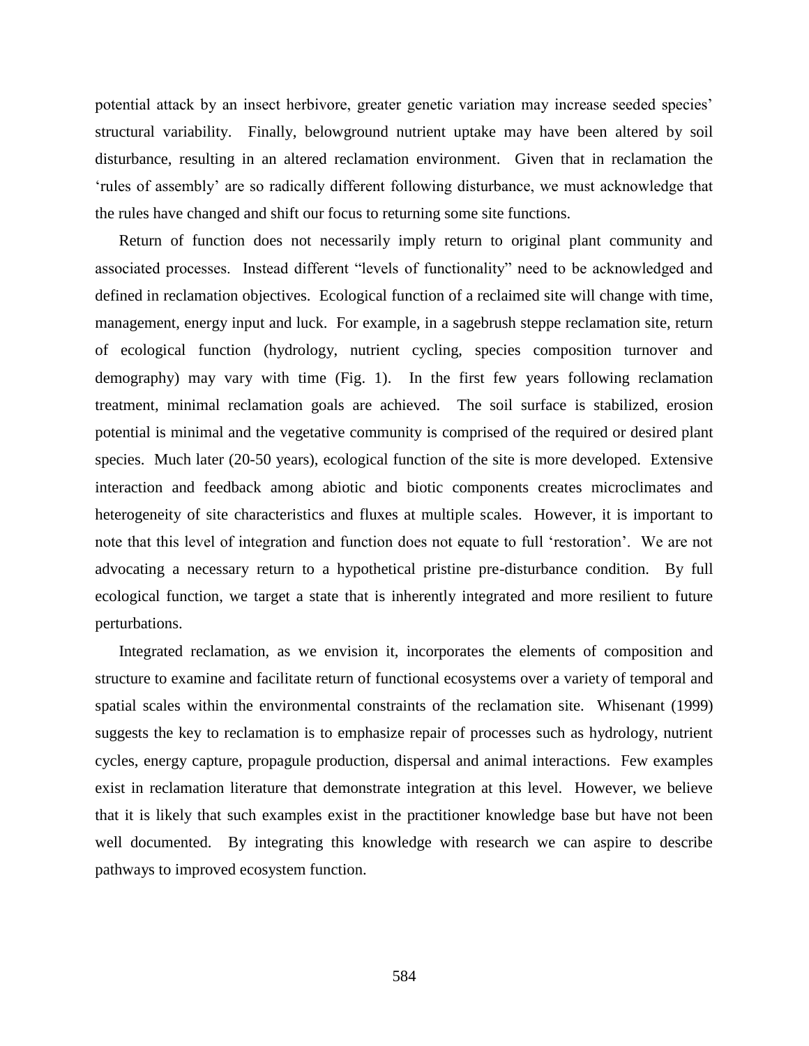potential attack by an insect herbivore, greater genetic variation may increase seeded species' structural variability. Finally, belowground nutrient uptake may have been altered by soil disturbance, resulting in an altered reclamation environment. Given that in reclamation the 'rules of assembly' are so radically different following disturbance, we must acknowledge that the rules have changed and shift our focus to returning some site functions.

Return of function does not necessarily imply return to original plant community and associated processes. Instead different "levels of functionality" need to be acknowledged and defined in reclamation objectives. Ecological function of a reclaimed site will change with time, management, energy input and luck. For example, in a sagebrush steppe reclamation site, return of ecological function (hydrology, nutrient cycling, species composition turnover and demography) may vary with time (Fig. 1). In the first few years following reclamation treatment, minimal reclamation goals are achieved. The soil surface is stabilized, erosion potential is minimal and the vegetative community is comprised of the required or desired plant species. Much later (20-50 years), ecological function of the site is more developed. Extensive interaction and feedback among abiotic and biotic components creates microclimates and heterogeneity of site characteristics and fluxes at multiple scales. However, it is important to note that this level of integration and function does not equate to full 'restoration'. We are not advocating a necessary return to a hypothetical pristine pre-disturbance condition. By full ecological function, we target a state that is inherently integrated and more resilient to future perturbations.

Integrated reclamation, as we envision it, incorporates the elements of composition and structure to examine and facilitate return of functional ecosystems over a variety of temporal and spatial scales within the environmental constraints of the reclamation site. Whisenant (1999) suggests the key to reclamation is to emphasize repair of processes such as hydrology, nutrient cycles, energy capture, propagule production, dispersal and animal interactions. Few examples exist in reclamation literature that demonstrate integration at this level. However, we believe that it is likely that such examples exist in the practitioner knowledge base but have not been well documented. By integrating this knowledge with research we can aspire to describe pathways to improved ecosystem function.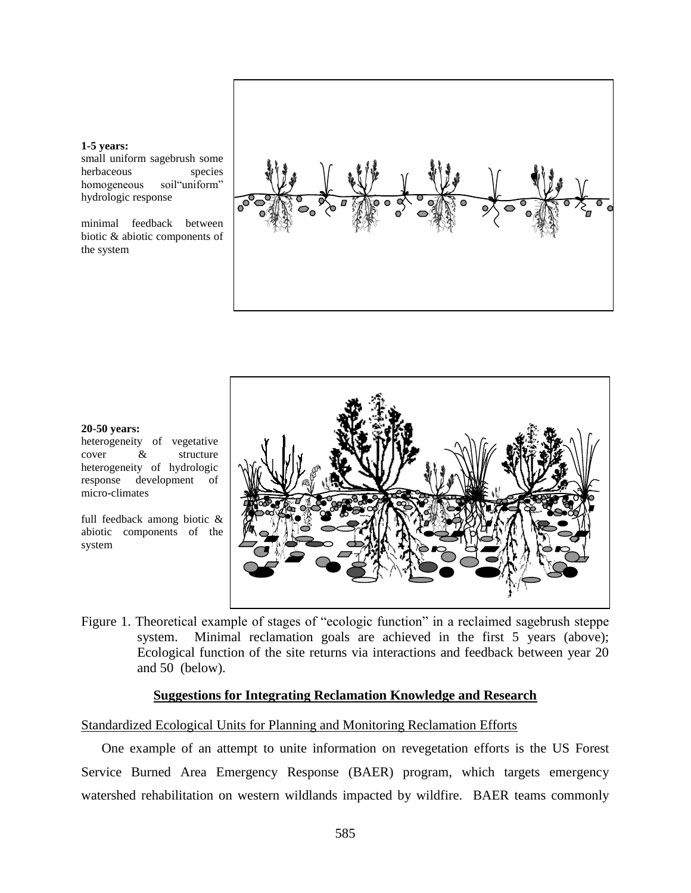**1-5 years:**
small uniform sagebrush some herbaceous species homogeneous soil"uniform" hydrologic response

minimal feedback between biotic & abiotic components of the system

**20-50 years:**
heterogeneity of vegetative cover & structure heterogeneity of hydrologic response development of micro-climates

full feedback among biotic & abiotic components of the system

Figure 1. Theoretical example of stages of "ecologic function" in a reclaimed sagebrush steppe system. Minimal reclamation goals are achieved in the first 5 years (above); Ecological function of the site returns via interactions and feedback between year 20 and 50 (below).

## Suggestions for Integrating Reclamation Knowledge and Research

### Standardized Ecological Units for Planning and Monitoring Reclamation Efforts

One example of an attempt to unite information on revegetation efforts is the US Forest Service Burned Area Emergency Response (BAER) program, which targets emergency watershed rehabilitation on western wildlands impacted by wildfire. BAER teams commonly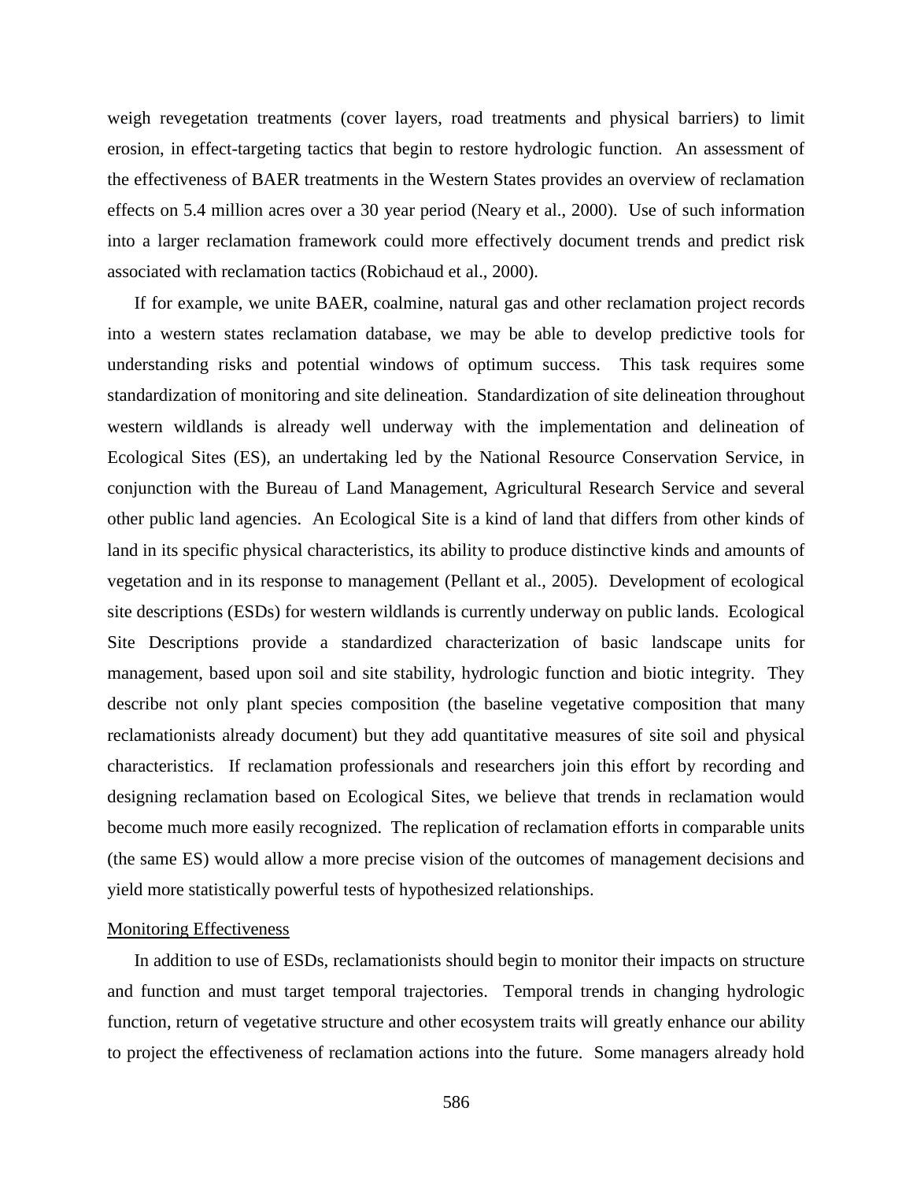weigh revegetation treatments (cover layers, road treatments and physical barriers) to limit erosion, in effect-targeting tactics that begin to restore hydrologic function. An assessment of the effectiveness of BAER treatments in the Western States provides an overview of reclamation effects on 5.4 million acres over a 30 year period (Neary et al., 2000). Use of such information into a larger reclamation framework could more effectively document trends and predict risk associated with reclamation tactics (Robichaud et al., 2000).

If for example, we unite BAER, coalmine, natural gas and other reclamation project records into a western states reclamation database, we may be able to develop predictive tools for understanding risks and potential windows of optimum success. This task requires some standardization of monitoring and site delineation. Standardization of site delineation throughout western wildlands is already well underway with the implementation and delineation of Ecological Sites (ES), an undertaking led by the National Resource Conservation Service, in conjunction with the Bureau of Land Management, Agricultural Research Service and several other public land agencies. An Ecological Site is a kind of land that differs from other kinds of land in its specific physical characteristics, its ability to produce distinctive kinds and amounts of vegetation and in its response to management (Pellant et al., 2005). Development of ecological site descriptions (ESDs) for western wildlands is currently underway on public lands. Ecological Site Descriptions provide a standardized characterization of basic landscape units for management, based upon soil and site stability, hydrologic function and biotic integrity. They describe not only plant species composition (the baseline vegetative composition that many reclamationists already document) but they add quantitative measures of site soil and physical characteristics. If reclamation professionals and researchers join this effort by recording and designing reclamation based on Ecological Sites, we believe that trends in reclamation would become much more easily recognized. The replication of reclamation efforts in comparable units (the same ES) would allow a more precise vision of the outcomes of management decisions and yield more statistically powerful tests of hypothesized relationships.

## Monitoring Effectiveness

In addition to use of ESDs, reclamationists should begin to monitor their impacts on structure and function and must target temporal trajectories. Temporal trends in changing hydrologic function, return of vegetative structure and other ecosystem traits will greatly enhance our ability to project the effectiveness of reclamation actions into the future. Some managers already hold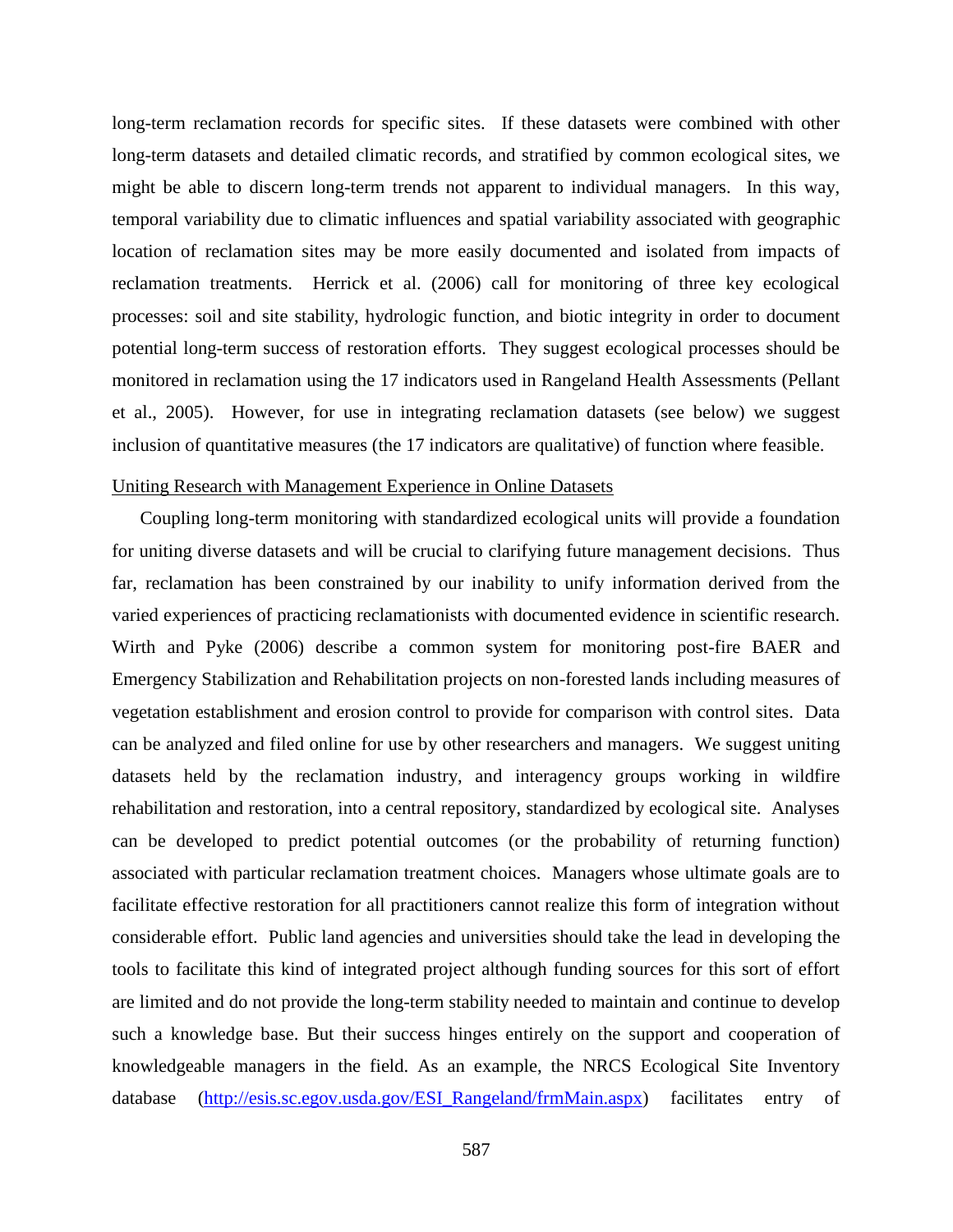long-term reclamation records for specific sites. If these datasets were combined with other long-term datasets and detailed climatic records, and stratified by common ecological sites, we might be able to discern long-term trends not apparent to individual managers. In this way, temporal variability due to climatic influences and spatial variability associated with geographic location of reclamation sites may be more easily documented and isolated from impacts of reclamation treatments. Herrick et al. (2006) call for monitoring of three key ecological processes: soil and site stability, hydrologic function, and biotic integrity in order to document potential long-term success of restoration efforts. They suggest ecological processes should be monitored in reclamation using the 17 indicators used in Rangeland Health Assessments (Pellant et al., 2005). However, for use in integrating reclamation datasets (see below) we suggest inclusion of quantitative measures (the 17 indicators are qualitative) of function where feasible.

<u>Uniting Research with Management Experience in Online Datasets</u>

Coupling long-term monitoring with standardized ecological units will provide a foundation for uniting diverse datasets and will be crucial to clarifying future management decisions. Thus far, reclamation has been constrained by our inability to unify information derived from the varied experiences of practicing reclamationists with documented evidence in scientific research. Wirth and Pyke (2006) describe a common system for monitoring post-fire BAER and Emergency Stabilization and Rehabilitation projects on non-forested lands including measures of vegetation establishment and erosion control to provide for comparison with control sites. Data can be analyzed and filed online for use by other researchers and managers. We suggest uniting datasets held by the reclamation industry, and interagency groups working in wildfire rehabilitation and restoration, into a central repository, standardized by ecological site. Analyses can be developed to predict potential outcomes (or the probability of returning function) associated with particular reclamation treatment choices. Managers whose ultimate goals are to facilitate effective restoration for all practitioners cannot realize this form of integration without considerable effort. Public land agencies and universities should take the lead in developing the tools to facilitate this kind of integrated project although funding sources for this sort of effort are limited and do not provide the long-term stability needed to maintain and continue to develop such a knowledge base. But their success hinges entirely on the support and cooperation of knowledgeable managers in the field. As an example, the NRCS Ecological Site Inventory database (http://esis.sc.egov.usda.gov/ESI_Rangeland/frmMain.aspx) facilitates entry of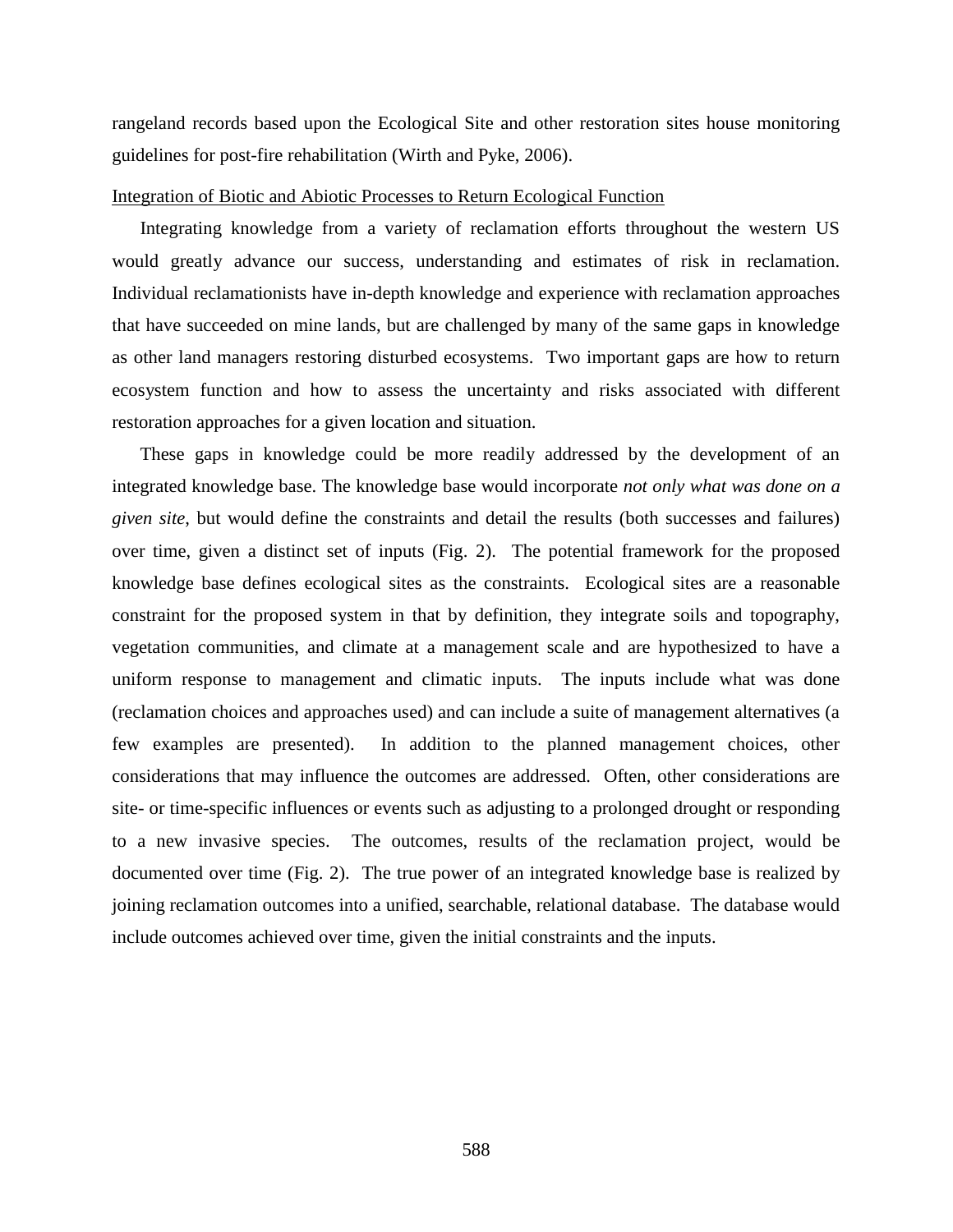rangeland records based upon the Ecological Site and other restoration sites house monitoring guidelines for post-fire rehabilitation (Wirth and Pyke, 2006).

Integration of Biotic and Abiotic Processes to Return Ecological Function

Integrating knowledge from a variety of reclamation efforts throughout the western US would greatly advance our success, understanding and estimates of risk in reclamation. Individual reclamationists have in-depth knowledge and experience with reclamation approaches that have succeeded on mine lands, but are challenged by many of the same gaps in knowledge as other land managers restoring disturbed ecosystems. Two important gaps are how to return ecosystem function and how to assess the uncertainty and risks associated with different restoration approaches for a given location and situation.

These gaps in knowledge could be more readily addressed by the development of an integrated knowledge base. The knowledge base would incorporate *not only what was done on a given site*, but would define the constraints and detail the results (both successes and failures) over time, given a distinct set of inputs (Fig. 2). The potential framework for the proposed knowledge base defines ecological sites as the constraints. Ecological sites are a reasonable constraint for the proposed system in that by definition, they integrate soils and topography, vegetation communities, and climate at a management scale and are hypothesized to have a uniform response to management and climatic inputs. The inputs include what was done (reclamation choices and approaches used) and can include a suite of management alternatives (a few examples are presented). In addition to the planned management choices, other considerations that may influence the outcomes are addressed. Often, other considerations are site- or time-specific influences or events such as adjusting to a prolonged drought or responding to a new invasive species. The outcomes, results of the reclamation project, would be documented over time (Fig. 2). The true power of an integrated knowledge base is realized by joining reclamation outcomes into a unified, searchable, relational database. The database would include outcomes achieved over time, given the initial constraints and the inputs.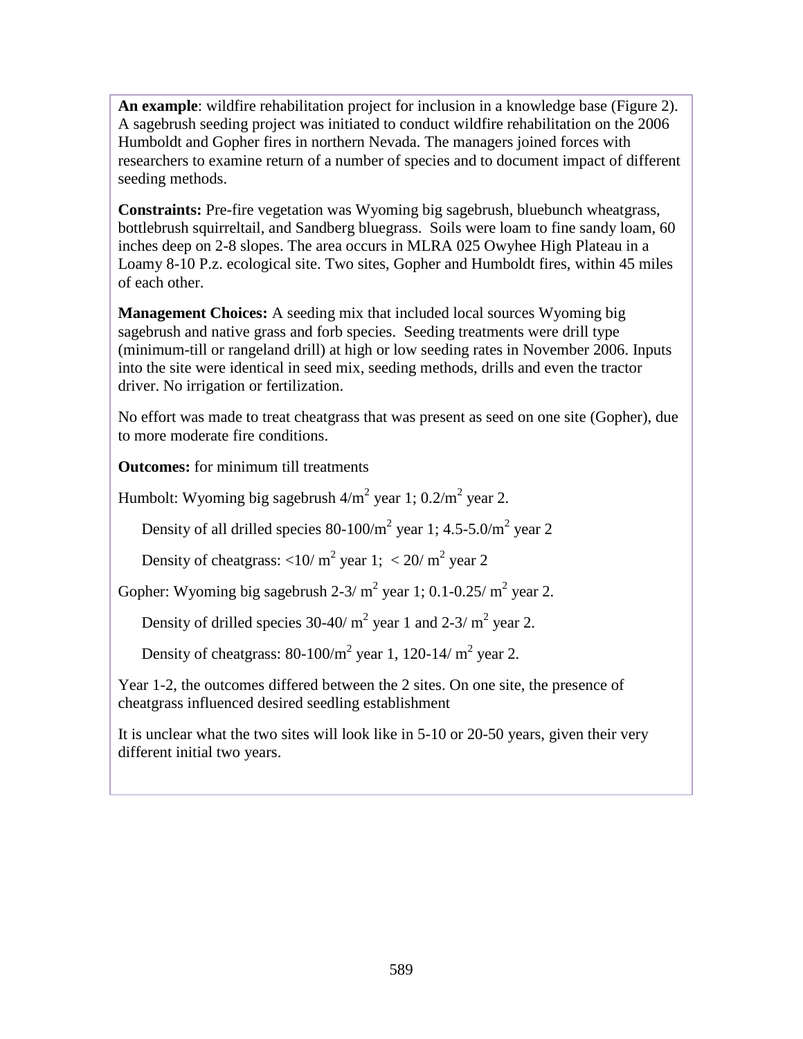**An example**: wildfire rehabilitation project for inclusion in a knowledge base (Figure 2). A sagebrush seeding project was initiated to conduct wildfire rehabilitation on the 2006 Humboldt and Gopher fires in northern Nevada. The managers joined forces with researchers to examine return of a number of species and to document impact of different seeding methods.

**Constraints:** Pre-fire vegetation was Wyoming big sagebrush, bluebunch wheatgrass, bottlebrush squirreltail, and Sandberg bluegrass. Soils were loam to fine sandy loam, 60 inches deep on 2-8 slopes. The area occurs in MLRA 025 Owyhee High Plateau in a Loamy 8-10 P.z. ecological site. Two sites, Gopher and Humboldt fires, within 45 miles of each other.

**Management Choices:** A seeding mix that included local sources Wyoming big sagebrush and native grass and forb species. Seeding treatments were drill type (minimum-till or rangeland drill) at high or low seeding rates in November 2006. Inputs into the site were identical in seed mix, seeding methods, drills and even the tractor driver. No irrigation or fertilization.

No effort was made to treat cheatgrass that was present as seed on one site (Gopher), due to more moderate fire conditions.

**Outcomes:** for minimum till treatments

Humbolt: Wyoming big sagebrush 4/$m^2$ year 1; 0.2/$m^2$ year 2.

Density of all drilled species 80-100/$m^2$ year 1; 4.5-5.0/$m^2$ year 2

Density of cheatgrass: <10/ $m^2$ year 1; < 20/ $m^2$ year 2

Gopher: Wyoming big sagebrush 2-3/ $m^2$ year 1; 0.1-0.25/ $m^2$ year 2.

Density of drilled species 30-40/ $m^2$ year 1 and 2-3/ $m^2$ year 2.

Density of cheatgrass: 80-100/$m^2$ year 1, 120-14/ $m^2$ year 2.

Year 1-2, the outcomes differed between the 2 sites. On one site, the presence of cheatgrass influenced desired seedling establishment

It is unclear what the two sites will look like in 5-10 or 20-50 years, given their very different initial two years.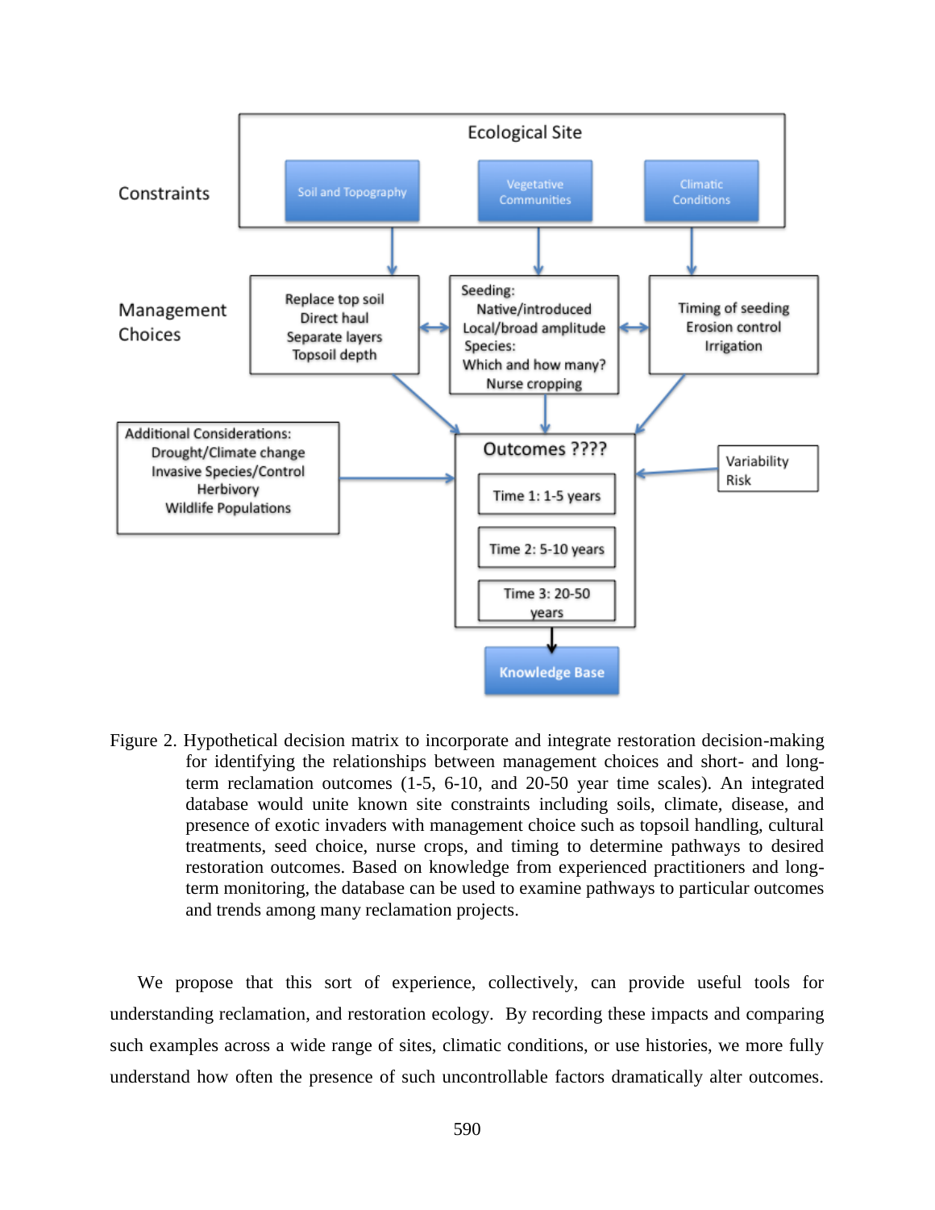Constraints

**Ecological Site**

- Soil and Topography
- Vegetative Communities
- Climatic Conditions

Management Choices

- Replace top soil / Direct haul / Separate layers / Topsoil depth
- Seeding: Native/introduced / Local/broad amplitude / Species: Which and how many? / Nurse cropping
- Timing of seeding / Erosion control / Irrigation

Additional Considerations: Drought/Climate change / Invasive Species/Control / Herbivory / Wildlife Populations

**Outcomes ????**

- Time 1: 1-5 years
- Time 2: 5-10 years
- Time 3: 20-50 years

Variability / Risk

Knowledge Base

Figure 2. Hypothetical decision matrix to incorporate and integrate restoration decision-making for identifying the relationships between management choices and short- and long-term reclamation outcomes (1-5, 6-10, and 20-50 year time scales). An integrated database would unite known site constraints including soils, climate, disease, and presence of exotic invaders with management choice such as topsoil handling, cultural treatments, seed choice, nurse crops, and timing to determine pathways to desired restoration outcomes. Based on knowledge from experienced practitioners and long-term monitoring, the database can be used to examine pathways to particular outcomes and trends among many reclamation projects.

We propose that this sort of experience, collectively, can provide useful tools for understanding reclamation, and restoration ecology. By recording these impacts and comparing such examples across a wide range of sites, climatic conditions, or use histories, we more fully understand how often the presence of such uncontrollable factors dramatically alter outcomes.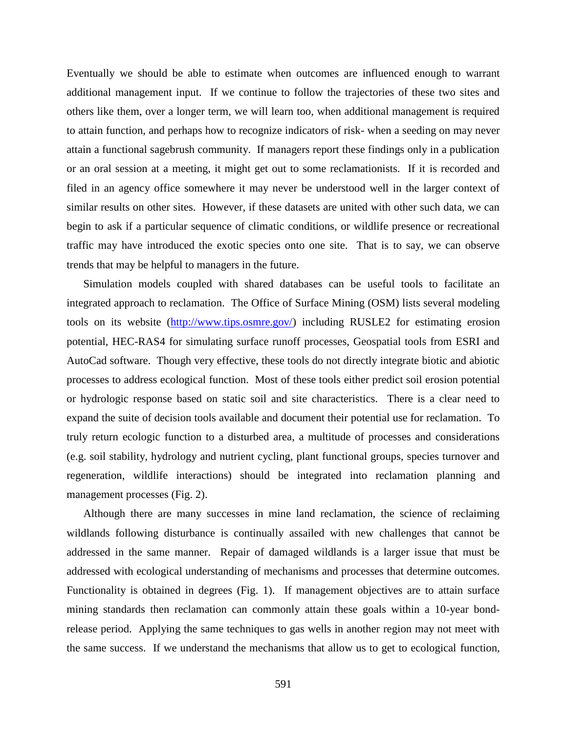Eventually we should be able to estimate when outcomes are influenced enough to warrant additional management input. If we continue to follow the trajectories of these two sites and others like them, over a longer term, we will learn too, when additional management is required to attain function, and perhaps how to recognize indicators of risk- when a seeding on may never attain a functional sagebrush community. If managers report these findings only in a publication or an oral session at a meeting, it might get out to some reclamationists. If it is recorded and filed in an agency office somewhere it may never be understood well in the larger context of similar results on other sites. However, if these datasets are united with other such data, we can begin to ask if a particular sequence of climatic conditions, or wildlife presence or recreational traffic may have introduced the exotic species onto one site. That is to say, we can observe trends that may be helpful to managers in the future.

Simulation models coupled with shared databases can be useful tools to facilitate an integrated approach to reclamation. The Office of Surface Mining (OSM) lists several modeling tools on its website (http://www.tips.osmre.gov/) including RUSLE2 for estimating erosion potential, HEC-RAS4 for simulating surface runoff processes, Geospatial tools from ESRI and AutoCad software. Though very effective, these tools do not directly integrate biotic and abiotic processes to address ecological function. Most of these tools either predict soil erosion potential or hydrologic response based on static soil and site characteristics. There is a clear need to expand the suite of decision tools available and document their potential use for reclamation. To truly return ecologic function to a disturbed area, a multitude of processes and considerations (e.g. soil stability, hydrology and nutrient cycling, plant functional groups, species turnover and regeneration, wildlife interactions) should be integrated into reclamation planning and management processes (Fig. 2).

Although there are many successes in mine land reclamation, the science of reclaiming wildlands following disturbance is continually assailed with new challenges that cannot be addressed in the same manner. Repair of damaged wildlands is a larger issue that must be addressed with ecological understanding of mechanisms and processes that determine outcomes. Functionality is obtained in degrees (Fig. 1). If management objectives are to attain surface mining standards then reclamation can commonly attain these goals within a 10-year bond-release period. Applying the same techniques to gas wells in another region may not meet with the same success. If we understand the mechanisms that allow us to get to ecological function,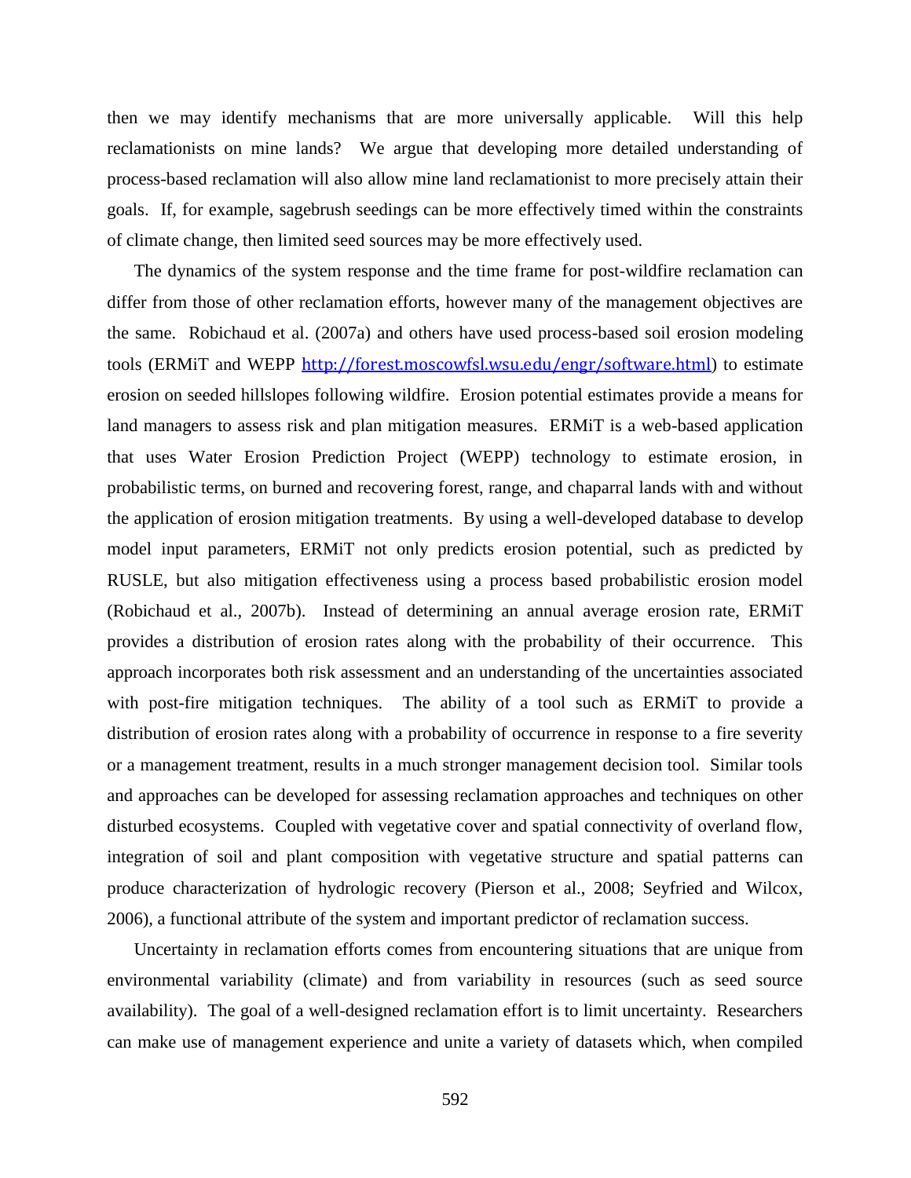then we may identify mechanisms that are more universally applicable. Will this help reclamationists on mine lands? We argue that developing more detailed understanding of process-based reclamation will also allow mine land reclamationist to more precisely attain their goals. If, for example, sagebrush seedings can be more effectively timed within the constraints of climate change, then limited seed sources may be more effectively used.

The dynamics of the system response and the time frame for post-wildfire reclamation can differ from those of other reclamation efforts, however many of the management objectives are the same. Robichaud et al. (2007a) and others have used process-based soil erosion modeling tools (ERMiT and WEPP http://forest.moscowfsl.wsu.edu/engr/software.html) to estimate erosion on seeded hillslopes following wildfire. Erosion potential estimates provide a means for land managers to assess risk and plan mitigation measures. ERMiT is a web-based application that uses Water Erosion Prediction Project (WEPP) technology to estimate erosion, in probabilistic terms, on burned and recovering forest, range, and chaparral lands with and without the application of erosion mitigation treatments. By using a well-developed database to develop model input parameters, ERMiT not only predicts erosion potential, such as predicted by RUSLE, but also mitigation effectiveness using a process based probabilistic erosion model (Robichaud et al., 2007b). Instead of determining an annual average erosion rate, ERMiT provides a distribution of erosion rates along with the probability of their occurrence. This approach incorporates both risk assessment and an understanding of the uncertainties associated with post-fire mitigation techniques. The ability of a tool such as ERMiT to provide a distribution of erosion rates along with a probability of occurrence in response to a fire severity or a management treatment, results in a much stronger management decision tool. Similar tools and approaches can be developed for assessing reclamation approaches and techniques on other disturbed ecosystems. Coupled with vegetative cover and spatial connectivity of overland flow, integration of soil and plant composition with vegetative structure and spatial patterns can produce characterization of hydrologic recovery (Pierson et al., 2008; Seyfried and Wilcox, 2006), a functional attribute of the system and important predictor of reclamation success.

Uncertainty in reclamation efforts comes from encountering situations that are unique from environmental variability (climate) and from variability in resources (such as seed source availability). The goal of a well-designed reclamation effort is to limit uncertainty. Researchers can make use of management experience and unite a variety of datasets which, when compiled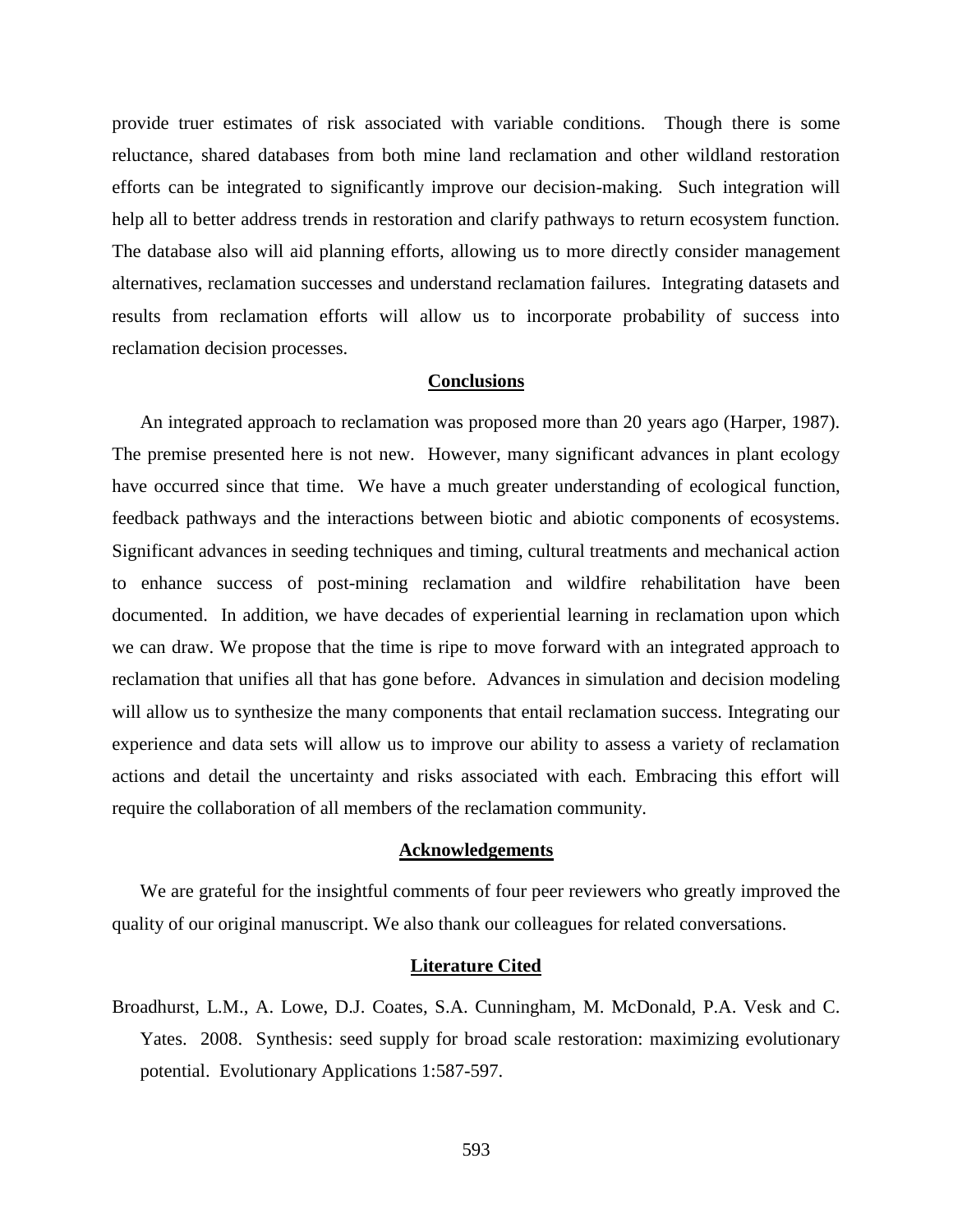provide truer estimates of risk associated with variable conditions. Though there is some reluctance, shared databases from both mine land reclamation and other wildland restoration efforts can be integrated to significantly improve our decision-making. Such integration will help all to better address trends in restoration and clarify pathways to return ecosystem function. The database also will aid planning efforts, allowing us to more directly consider management alternatives, reclamation successes and understand reclamation failures. Integrating datasets and results from reclamation efforts will allow us to incorporate probability of success into reclamation decision processes.

## Conclusions

An integrated approach to reclamation was proposed more than 20 years ago (Harper, 1987). The premise presented here is not new. However, many significant advances in plant ecology have occurred since that time. We have a much greater understanding of ecological function, feedback pathways and the interactions between biotic and abiotic components of ecosystems. Significant advances in seeding techniques and timing, cultural treatments and mechanical action to enhance success of post-mining reclamation and wildfire rehabilitation have been documented. In addition, we have decades of experiential learning in reclamation upon which we can draw. We propose that the time is ripe to move forward with an integrated approach to reclamation that unifies all that has gone before. Advances in simulation and decision modeling will allow us to synthesize the many components that entail reclamation success. Integrating our experience and data sets will allow us to improve our ability to assess a variety of reclamation actions and detail the uncertainty and risks associated with each. Embracing this effort will require the collaboration of all members of the reclamation community.

## Acknowledgements

We are grateful for the insightful comments of four peer reviewers who greatly improved the quality of our original manuscript. We also thank our colleagues for related conversations.

## Literature Cited

Broadhurst, L.M., A. Lowe, D.J. Coates, S.A. Cunningham, M. McDonald, P.A. Vesk and C. Yates. 2008. Synthesis: seed supply for broad scale restoration: maximizing evolutionary potential. Evolutionary Applications 1:587-597.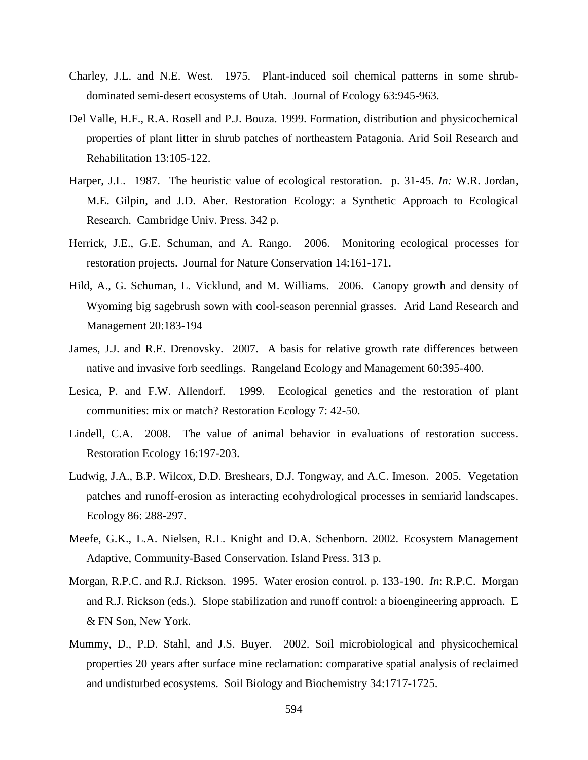Charley, J.L. and N.E. West. 1975. Plant-induced soil chemical patterns in some shrub-dominated semi-desert ecosystems of Utah. Journal of Ecology 63:945-963.

Del Valle, H.F., R.A. Rosell and P.J. Bouza. 1999. Formation, distribution and physicochemical properties of plant litter in shrub patches of northeastern Patagonia. Arid Soil Research and Rehabilitation 13:105-122.

Harper, J.L. 1987. The heuristic value of ecological restoration. p. 31-45. *In:* W.R. Jordan, M.E. Gilpin, and J.D. Aber. Restoration Ecology: a Synthetic Approach to Ecological Research. Cambridge Univ. Press. 342 p.

Herrick, J.E., G.E. Schuman, and A. Rango. 2006. Monitoring ecological processes for restoration projects. Journal for Nature Conservation 14:161-171.

Hild, A., G. Schuman, L. Vicklund, and M. Williams. 2006. Canopy growth and density of Wyoming big sagebrush sown with cool-season perennial grasses. Arid Land Research and Management 20:183-194

James, J.J. and R.E. Drenovsky. 2007. A basis for relative growth rate differences between native and invasive forb seedlings. Rangeland Ecology and Management 60:395-400.

Lesica, P. and F.W. Allendorf. 1999. Ecological genetics and the restoration of plant communities: mix or match? Restoration Ecology 7: 42-50.

Lindell, C.A. 2008. The value of animal behavior in evaluations of restoration success. Restoration Ecology 16:197-203.

Ludwig, J.A., B.P. Wilcox, D.D. Breshears, D.J. Tongway, and A.C. Imeson. 2005. Vegetation patches and runoff-erosion as interacting ecohydrological processes in semiarid landscapes. Ecology 86: 288-297.

Meefe, G.K., L.A. Nielsen, R.L. Knight and D.A. Schenborn. 2002. Ecosystem Management Adaptive, Community-Based Conservation. Island Press. 313 p.

Morgan, R.P.C. and R.J. Rickson. 1995. Water erosion control. p. 133-190. *In*: R.P.C. Morgan and R.J. Rickson (eds.). Slope stabilization and runoff control: a bioengineering approach. E & FN Son, New York.

Mummy, D., P.D. Stahl, and J.S. Buyer. 2002. Soil microbiological and physicochemical properties 20 years after surface mine reclamation: comparative spatial analysis of reclaimed and undisturbed ecosystems. Soil Biology and Biochemistry 34:1717-1725.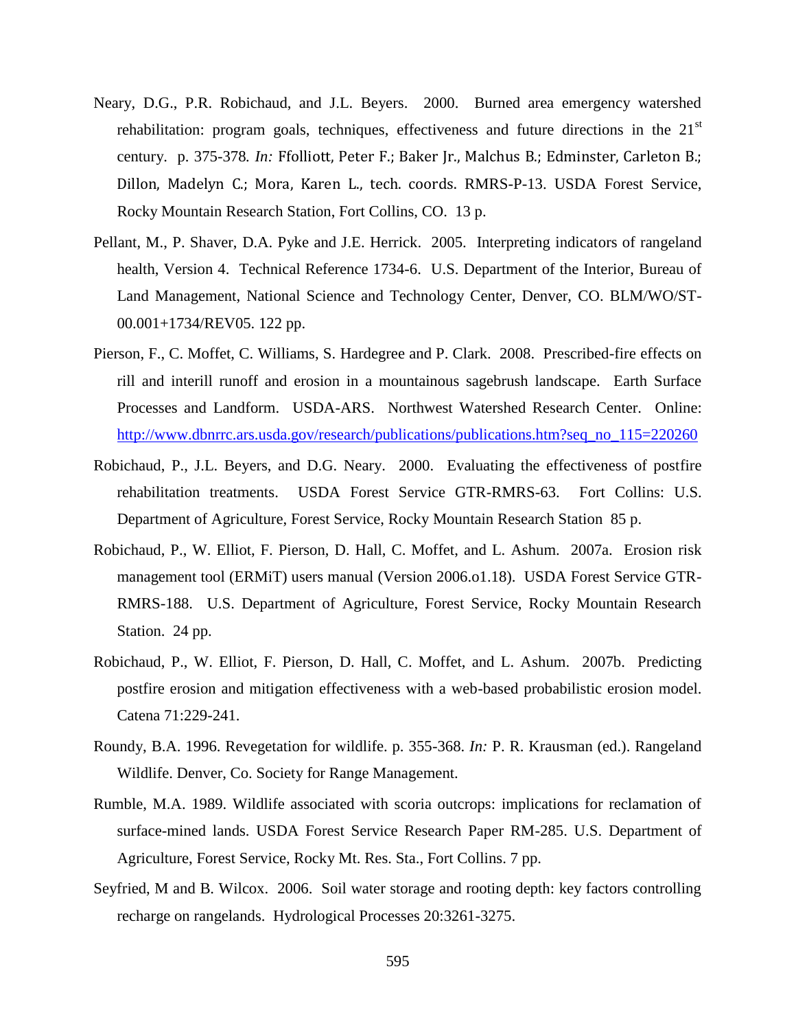Neary, D.G., P.R. Robichaud, and J.L. Beyers. 2000. Burned area emergency watershed rehabilitation: program goals, techniques, effectiveness and future directions in the 21[st] century. p. 375-378. *In:* Ffolliott, Peter F.; Baker Jr., Malchus B.; Edminster, Carleton B.; Dillon, Madelyn C.; Mora, Karen L., tech. coords. RMRS-P-13. USDA Forest Service, Rocky Mountain Research Station, Fort Collins, CO. 13 p.

Pellant, M., P. Shaver, D.A. Pyke and J.E. Herrick. 2005. Interpreting indicators of rangeland health, Version 4. Technical Reference 1734-6. U.S. Department of the Interior, Bureau of Land Management, National Science and Technology Center, Denver, CO. BLM/WO/ST-00.001+1734/REV05. 122 pp.

Pierson, F., C. Moffet, C. Williams, S. Hardegree and P. Clark. 2008. Prescribed-fire effects on rill and interill runoff and erosion in a mountainous sagebrush landscape. Earth Surface Processes and Landform. USDA-ARS. Northwest Watershed Research Center. Online: http://www.dbnrrc.ars.usda.gov/research/publications/publications.htm?seq_no_115=220260

Robichaud, P., J.L. Beyers, and D.G. Neary. 2000. Evaluating the effectiveness of postfire rehabilitation treatments. USDA Forest Service GTR-RMRS-63. Fort Collins: U.S. Department of Agriculture, Forest Service, Rocky Mountain Research Station 85 p.

Robichaud, P., W. Elliot, F. Pierson, D. Hall, C. Moffet, and L. Ashum. 2007a. Erosion risk management tool (ERMiT) users manual (Version 2006.o1.18). USDA Forest Service GTR-RMRS-188. U.S. Department of Agriculture, Forest Service, Rocky Mountain Research Station. 24 pp.

Robichaud, P., W. Elliot, F. Pierson, D. Hall, C. Moffet, and L. Ashum. 2007b. Predicting postfire erosion and mitigation effectiveness with a web-based probabilistic erosion model. Catena 71:229-241.

Roundy, B.A. 1996. Revegetation for wildlife. p. 355-368. *In:* P. R. Krausman (ed.). Rangeland Wildlife. Denver, Co. Society for Range Management.

Rumble, M.A. 1989. Wildlife associated with scoria outcrops: implications for reclamation of surface-mined lands. USDA Forest Service Research Paper RM-285. U.S. Department of Agriculture, Forest Service, Rocky Mt. Res. Sta., Fort Collins. 7 pp.

Seyfried, M and B. Wilcox. 2006. Soil water storage and rooting depth: key factors controlling recharge on rangelands. Hydrological Processes 20:3261-3275.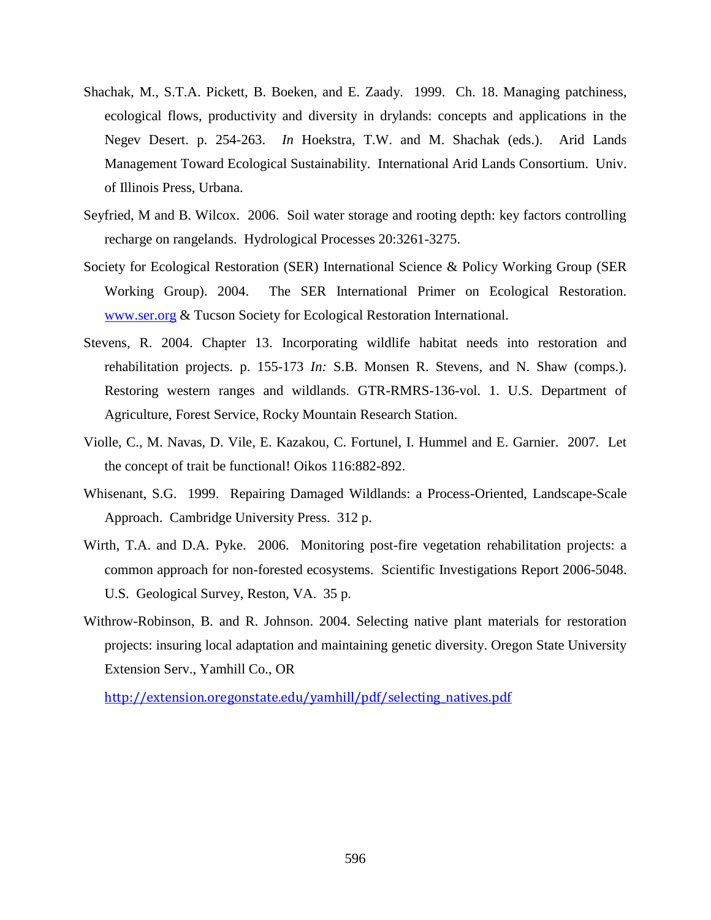Shachak, M., S.T.A. Pickett, B. Boeken, and E. Zaady. 1999. Ch. 18. Managing patchiness, ecological flows, productivity and diversity in drylands: concepts and applications in the Negev Desert. p. 254-263. *In* Hoekstra, T.W. and M. Shachak (eds.). Arid Lands Management Toward Ecological Sustainability. International Arid Lands Consortium. Univ. of Illinois Press, Urbana.

Seyfried, M and B. Wilcox. 2006. Soil water storage and rooting depth: key factors controlling recharge on rangelands. Hydrological Processes 20:3261-3275.

Society for Ecological Restoration (SER) International Science & Policy Working Group (SER Working Group). 2004. The SER International Primer on Ecological Restoration. www.ser.org & Tucson Society for Ecological Restoration International.

Stevens, R. 2004. Chapter 13. Incorporating wildlife habitat needs into restoration and rehabilitation projects. p. 155-173 *In:* S.B. Monsen R. Stevens, and N. Shaw (comps.). Restoring western ranges and wildlands. GTR-RMRS-136-vol. 1. U.S. Department of Agriculture, Forest Service, Rocky Mountain Research Station.

Violle, C., M. Navas, D. Vile, E. Kazakou, C. Fortunel, I. Hummel and E. Garnier. 2007. Let the concept of trait be functional! Oikos 116:882-892.

Whisenant, S.G. 1999. Repairing Damaged Wildlands: a Process-Oriented, Landscape-Scale Approach. Cambridge University Press. 312 p.

Wirth, T.A. and D.A. Pyke. 2006. Monitoring post-fire vegetation rehabilitation projects: a common approach for non-forested ecosystems. Scientific Investigations Report 2006-5048. U.S. Geological Survey, Reston, VA. 35 p.

Withrow-Robinson, B. and R. Johnson. 2004. Selecting native plant materials for restoration projects: insuring local adaptation and maintaining genetic diversity. Oregon State University Extension Serv., Yamhill Co., OR

http://extension.oregonstate.edu/yamhill/pdf/selecting_natives.pdf